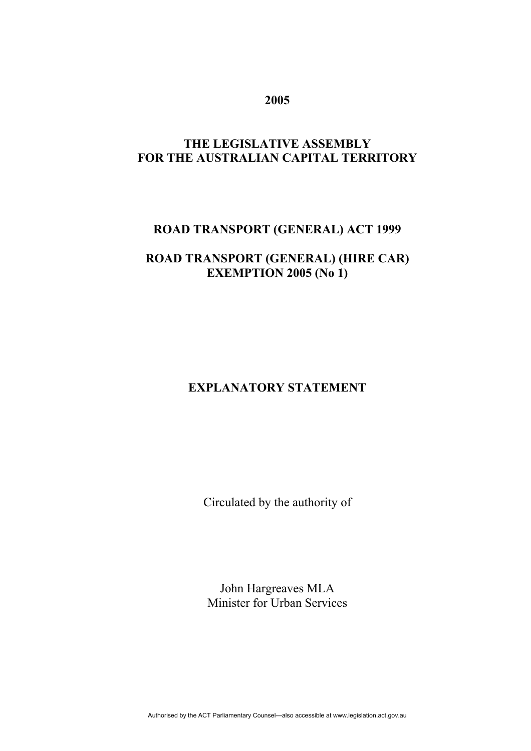**2005**

**THE LEGISLATIVE ASSEMBLY**
**FOR THE AUSTRALIAN CAPITAL TERRITORY**

**ROAD TRANSPORT (GENERAL) ACT 1999**

**ROAD TRANSPORT (GENERAL) (HIRE CAR) EXEMPTION 2005 (No 1)**

# EXPLANATORY STATEMENT

Circulated by the authority of

John Hargreaves MLA
Minister for Urban Services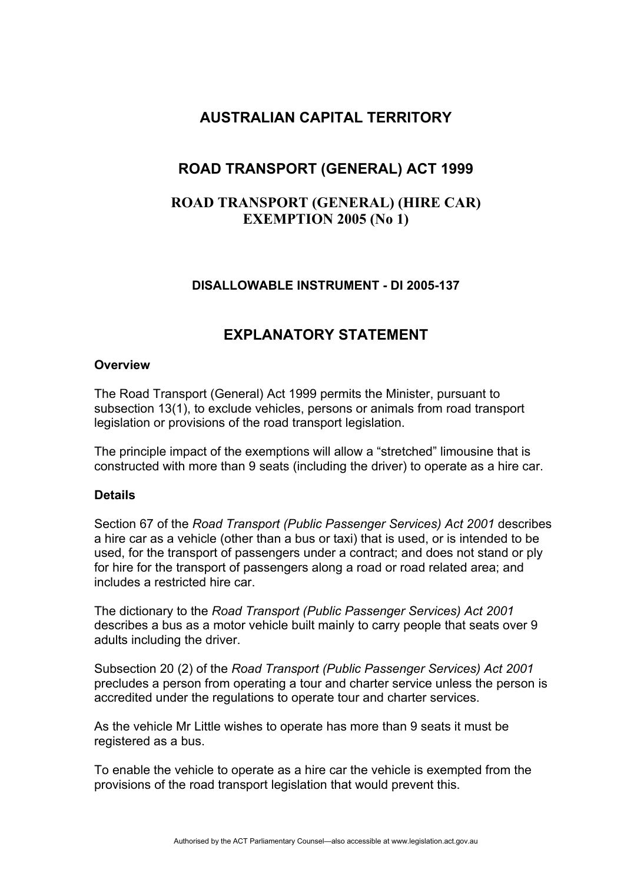# AUSTRALIAN CAPITAL TERRITORY

## ROAD TRANSPORT (GENERAL) ACT 1999

## ROAD TRANSPORT (GENERAL) (HIRE CAR) EXEMPTION 2005 (No 1)

### DISALLOWABLE INSTRUMENT - DI 2005-137

## EXPLANATORY STATEMENT

**Overview**

The Road Transport (General) Act 1999 permits the Minister, pursuant to subsection 13(1), to exclude vehicles, persons or animals from road transport legislation or provisions of the road transport legislation.

The principle impact of the exemptions will allow a "stretched" limousine that is constructed with more than 9 seats (including the driver) to operate as a hire car.

**Details**

Section 67 of the *Road Transport (Public Passenger Services) Act 2001* describes a hire car as a vehicle (other than a bus or taxi) that is used, or is intended to be used, for the transport of passengers under a contract; and does not stand or ply for hire for the transport of passengers along a road or road related area; and includes a restricted hire car.

The dictionary to the *Road Transport (Public Passenger Services) Act 2001* describes a bus as a motor vehicle built mainly to carry people that seats over 9 adults including the driver.

Subsection 20 (2) of the *Road Transport (Public Passenger Services) Act 2001* precludes a person from operating a tour and charter service unless the person is accredited under the regulations to operate tour and charter services.

As the vehicle Mr Little wishes to operate has more than 9 seats it must be registered as a bus.

To enable the vehicle to operate as a hire car the vehicle is exempted from the provisions of the road transport legislation that would prevent this.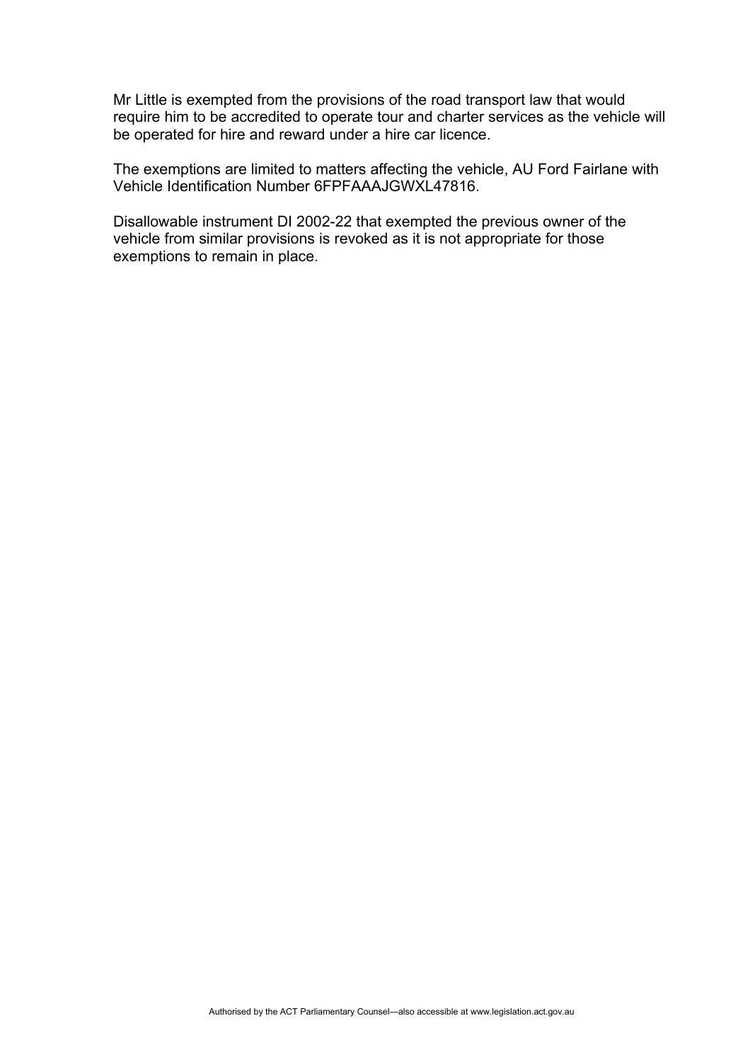Mr Little is exempted from the provisions of the road transport law that would require him to be accredited to operate tour and charter services as the vehicle will be operated for hire and reward under a hire car licence.

The exemptions are limited to matters affecting the vehicle, AU Ford Fairlane with Vehicle Identification Number 6FPFAAAJGWXL47816.

Disallowable instrument DI 2002-22 that exempted the previous owner of the vehicle from similar provisions is revoked as it is not appropriate for those exemptions to remain in place.